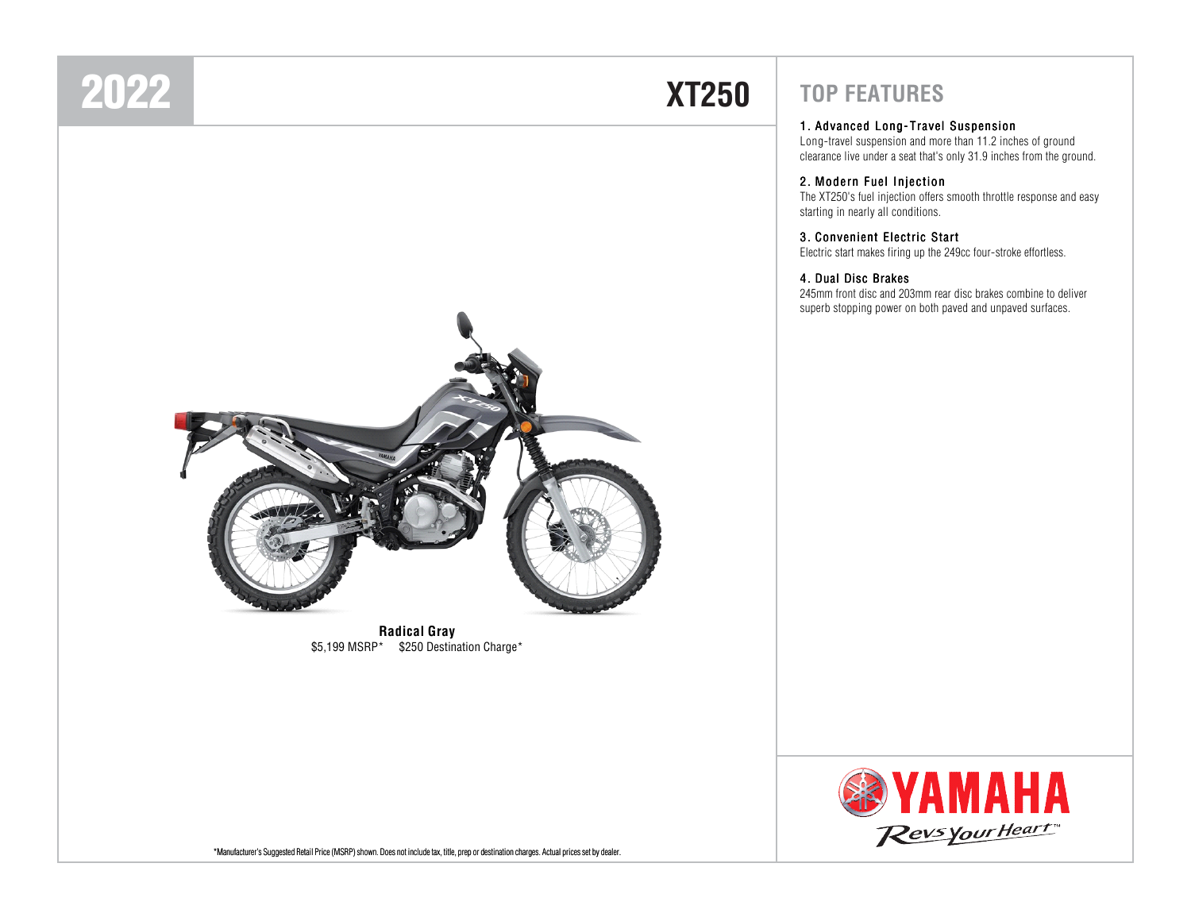# 2022 XT250

**Radical Gray**

$5,199 MSRP*   $250 Destination Charge*

## TOP FEATURES

**1. Advanced Long-Travel Suspension**
Long-travel suspension and more than 11.2 inches of ground clearance live under a seat that's only 31.9 inches from the ground.

**2. Modern Fuel Injection**
The XT250's fuel injection offers smooth throttle response and easy starting in nearly all conditions.

**3. Convenient Electric Start**
Electric start makes firing up the 249cc four-stroke effortless.

**4. Dual Disc Brakes**
245mm front disc and 203mm rear disc brakes combine to deliver superb stopping power on both paved and unpaved surfaces.

YAMAHA
Revs Your Heart™

*Manufacturer's Suggested Retail Price (MSRP) shown. Does not include tax, title, prep or destination charges. Actual prices set by dealer.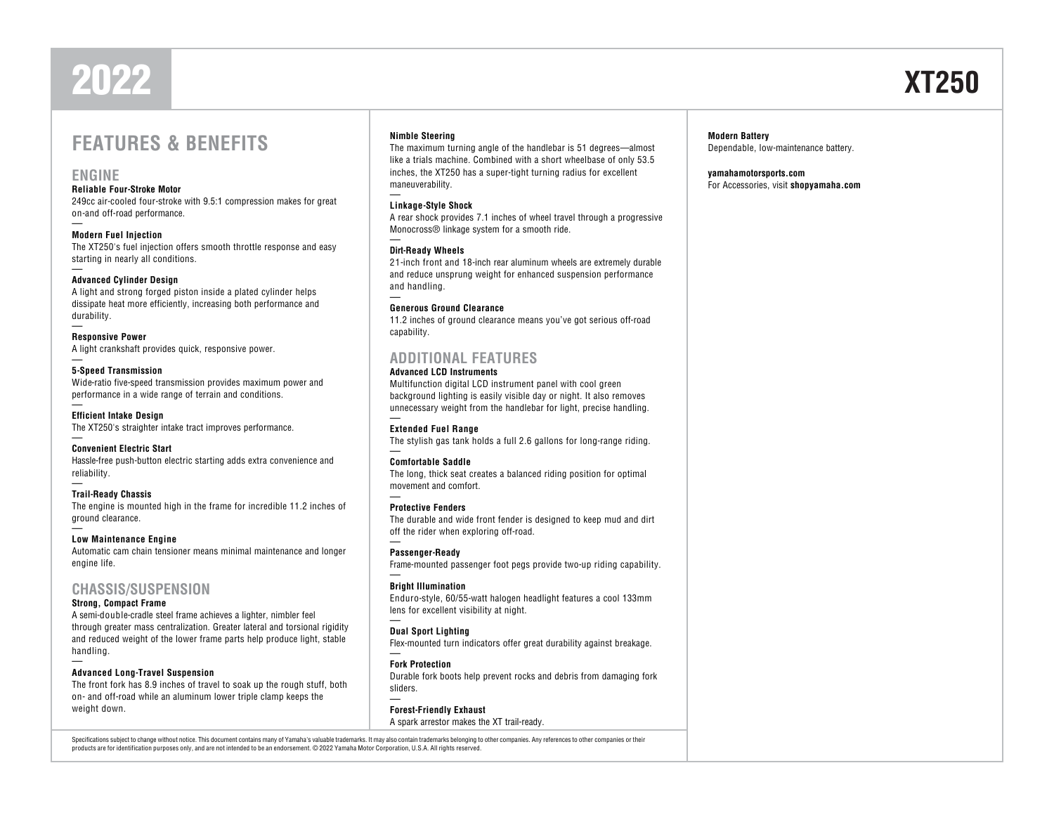# 2022 XT250

## FEATURES & BENEFITS

### ENGINE

**Reliable Four-Stroke Motor**
249cc air-cooled four-stroke with 9.5:1 compression makes for great on-and off-road performance.

**Modern Fuel Injection**
The XT250's fuel injection offers smooth throttle response and easy starting in nearly all conditions.

**Advanced Cylinder Design**
A light and strong forged piston inside a plated cylinder helps dissipate heat more efficiently, increasing both performance and durability.

**Responsive Power**
A light crankshaft provides quick, responsive power.

**5-Speed Transmission**
Wide-ratio five-speed transmission provides maximum power and performance in a wide range of terrain and conditions.

**Efficient Intake Design**
The XT250's straighter intake tract improves performance.

**Convenient Electric Start**
Hassle-free push-button electric starting adds extra convenience and reliability.

**Trail-Ready Chassis**
The engine is mounted high in the frame for incredible 11.2 inches of ground clearance.

**Low Maintenance Engine**
Automatic cam chain tensioner means minimal maintenance and longer engine life.

### CHASSIS/SUSPENSION

**Strong, Compact Frame**
A semi-double-cradle steel frame achieves a lighter, nimbler feel through greater mass centralization. Greater lateral and torsional rigidity and reduced weight of the lower frame parts help produce light, stable handling.

**Advanced Long-Travel Suspension**
The front fork has 8.9 inches of travel to soak up the rough stuff, both on- and off-road while an aluminum lower triple clamp keeps the weight down.

**Nimble Steering**
The maximum turning angle of the handlebar is 51 degrees—almost like a trials machine. Combined with a short wheelbase of only 53.5 inches, the XT250 has a super-tight turning radius for excellent maneuverability.

**Linkage-Style Shock**
A rear shock provides 7.1 inches of wheel travel through a progressive Monocross® linkage system for a smooth ride.

**Dirt-Ready Wheels**
21-inch front and 18-inch rear aluminum wheels are extremely durable and reduce unsprung weight for enhanced suspension performance and handling.

**Generous Ground Clearance**
11.2 inches of ground clearance means you've got serious off-road capability.

### ADDITIONAL FEATURES

**Advanced LCD Instruments**
Multifunction digital LCD instrument panel with cool green background lighting is easily visible day or night. It also removes unnecessary weight from the handlebar for light, precise handling.

**Extended Fuel Range**
The stylish gas tank holds a full 2.6 gallons for long-range riding.

**Comfortable Saddle**
The long, thick seat creates a balanced riding position for optimal movement and comfort.

**Protective Fenders**
The durable and wide front fender is designed to keep mud and dirt off the rider when exploring off-road.

**Passenger-Ready**
Frame-mounted passenger foot pegs provide two-up riding capability.

**Bright Illumination**
Enduro-style, 60/55-watt halogen headlight features a cool 133mm lens for excellent visibility at night.

**Dual Sport Lighting**
Flex-mounted turn indicators offer great durability against breakage.

**Fork Protection**
Durable fork boots help prevent rocks and debris from damaging fork sliders.

**Forest-Friendly Exhaust**
A spark arrestor makes the XT trail-ready.

**Modern Battery**
Dependable, low-maintenance battery.

**yamahamotorsports.com**
For Accessories, visit **shopyamaha.com**

Specifications subject to change without notice. This document contains many of Yamaha's valuable trademarks. It may also contain trademarks belonging to other companies. Any references to other companies or their products are for identification purposes only, and are not intended to be an endorsement. © 2022 Yamaha Motor Corporation, U.S.A. All rights reserved.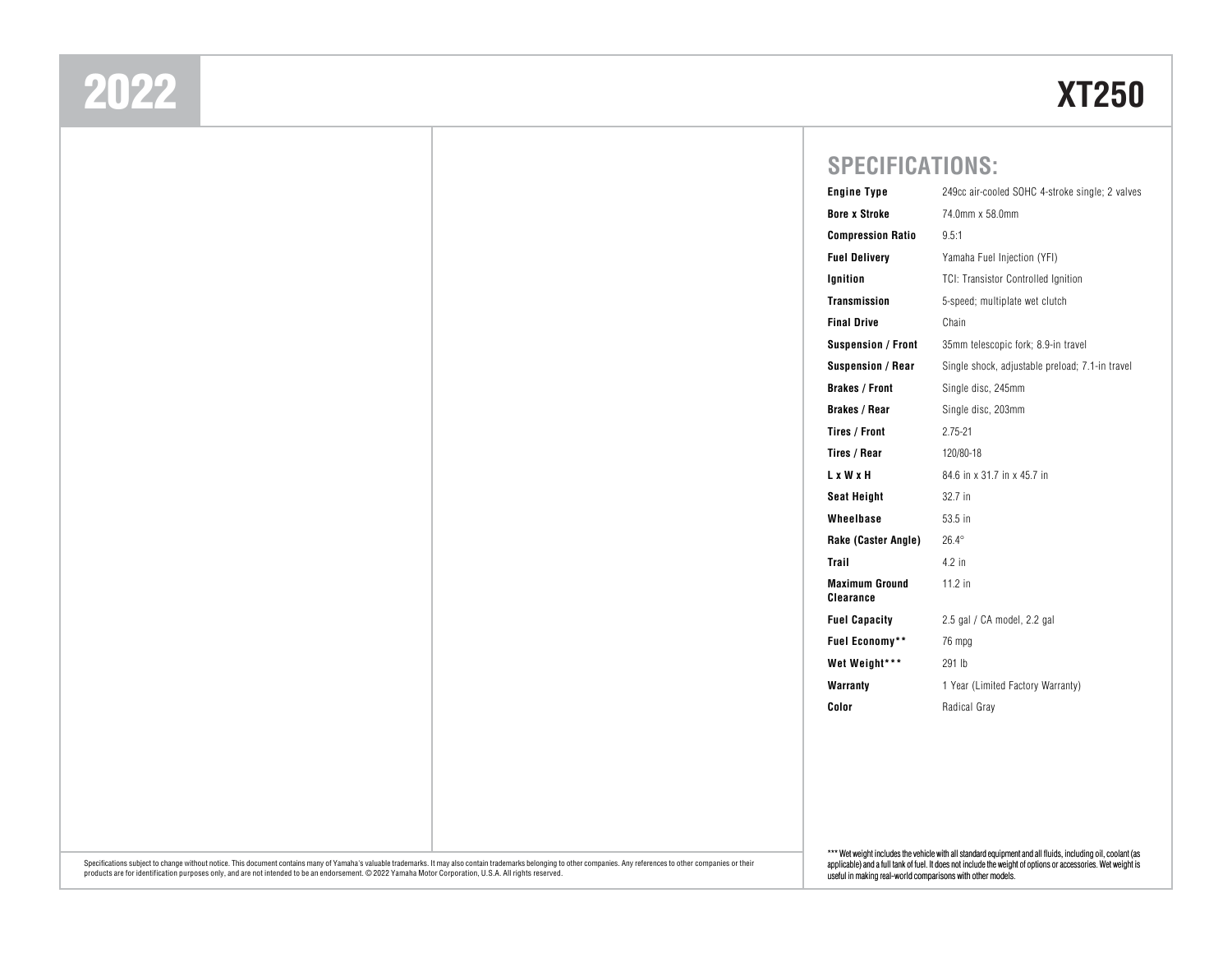# 2022

# XT250

## SPECIFICATIONS:

| | |
|---|---|
| **Engine Type** | 249cc air-cooled SOHC 4-stroke single; 2 valves |
| **Bore x Stroke** | 74.0mm x 58.0mm |
| **Compression Ratio** | 9.5:1 |
| **Fuel Delivery** | Yamaha Fuel Injection (YFI) |
| **Ignition** | TCI: Transistor Controlled Ignition |
| **Transmission** | 5-speed; multiplate wet clutch |
| **Final Drive** | Chain |
| **Suspension / Front** | 35mm telescopic fork; 8.9-in travel |
| **Suspension / Rear** | Single shock, adjustable preload; 7.1-in travel |
| **Brakes / Front** | Single disc, 245mm |
| **Brakes / Rear** | Single disc, 203mm |
| **Tires / Front** | 2.75-21 |
| **Tires / Rear** | 120/80-18 |
| **L x W x H** | 84.6 in x 31.7 in x 45.7 in |
| **Seat Height** | 32.7 in |
| **Wheelbase** | 53.5 in |
| **Rake (Caster Angle)** | 26.4° |
| **Trail** | 4.2 in |
| **Maximum Ground Clearance** | 11.2 in |
| **Fuel Capacity** | 2.5 gal / CA model, 2.2 gal |
| **Fuel Economy**** | 76 mpg |
| **Wet Weight***** | 291 lb |
| **Warranty** | 1 Year (Limited Factory Warranty) |
| **Color** | Radical Gray |

Specifications subject to change without notice. This document contains many of Yamaha's valuable trademarks. It may also contain trademarks belonging to other companies. Any references to other companies or their products are for identification purposes only, and are not intended to be an endorsement. © 2022 Yamaha Motor Corporation, U.S.A. All rights reserved.

*** Wet weight includes the vehicle with all standard equipment and all fluids, including oil, coolant (as applicable) and a full tank of fuel. It does not include the weight of options or accessories. Wet weight is useful in making real-world comparisons with other models.